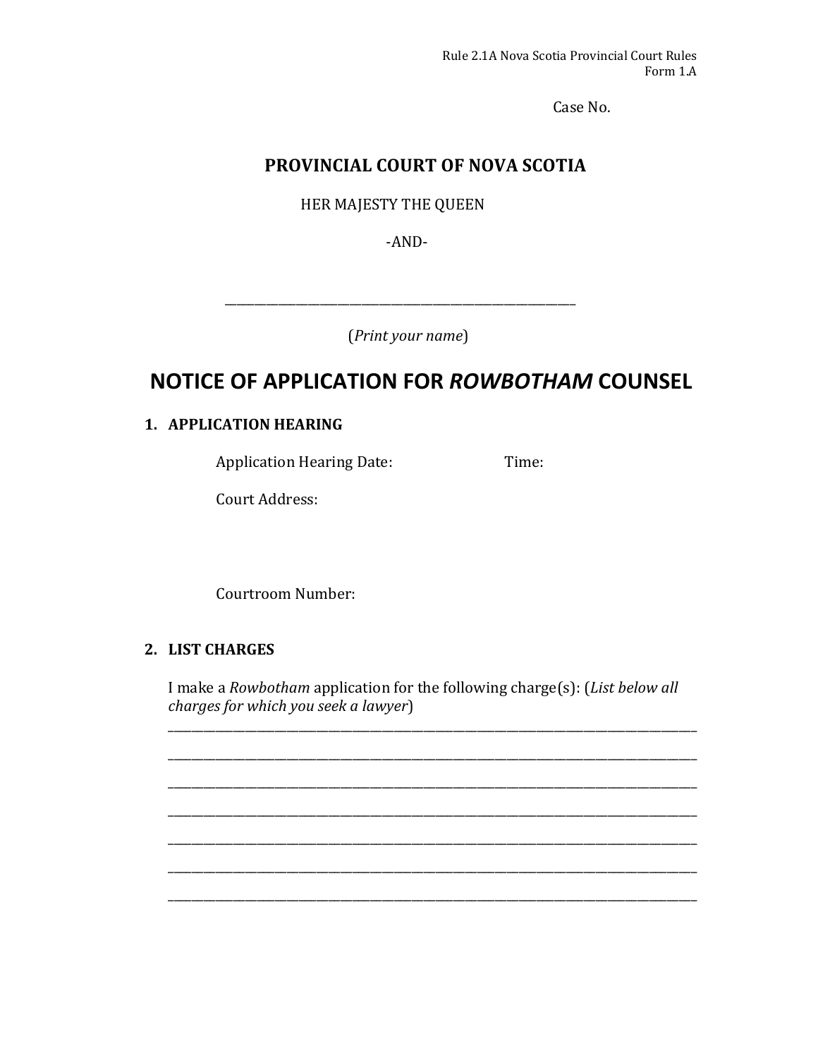Rule 2.1A Nova Scotia Provincial Court Rules
Form 1.A

Case No.

## PROVINCIAL COURT OF NOVA SCOTIA

HER MAJESTY THE QUEEN

-AND-

\_\_\_\_\_\_\_\_\_\_\_\_\_\_\_\_\_\_\_\_\_\_\_\_\_\_\_\_\_\_\_\_\_\_\_\_\_\_\_\_\_\_\_\_\_\_\_\_\_\_\_\_\_\_\_\_

(*Print your name*)

# NOTICE OF APPLICATION FOR *ROWBOTHAM* COUNSEL

### 1. APPLICATION HEARING

Application Hearing Date: Time:

Court Address:

Courtroom Number:

### 2. LIST CHARGES

I make a *Rowbotham* application for the following charge(s): (*List below all charges for which you seek a lawyer*)

\_\_\_\_\_\_\_\_\_\_\_\_\_\_\_\_\_\_\_\_\_\_\_\_\_\_\_\_\_\_\_\_\_\_\_\_\_\_\_\_\_\_\_\_\_\_\_\_\_\_\_\_\_\_\_\_\_\_\_\_\_\_\_\_\_\_\_\_\_\_\_\_\_\_\_\_

\_\_\_\_\_\_\_\_\_\_\_\_\_\_\_\_\_\_\_\_\_\_\_\_\_\_\_\_\_\_\_\_\_\_\_\_\_\_\_\_\_\_\_\_\_\_\_\_\_\_\_\_\_\_\_\_\_\_\_\_\_\_\_\_\_\_\_\_\_\_\_\_\_\_\_\_

\_\_\_\_\_\_\_\_\_\_\_\_\_\_\_\_\_\_\_\_\_\_\_\_\_\_\_\_\_\_\_\_\_\_\_\_\_\_\_\_\_\_\_\_\_\_\_\_\_\_\_\_\_\_\_\_\_\_\_\_\_\_\_\_\_\_\_\_\_\_\_\_\_\_\_\_

\_\_\_\_\_\_\_\_\_\_\_\_\_\_\_\_\_\_\_\_\_\_\_\_\_\_\_\_\_\_\_\_\_\_\_\_\_\_\_\_\_\_\_\_\_\_\_\_\_\_\_\_\_\_\_\_\_\_\_\_\_\_\_\_\_\_\_\_\_\_\_\_\_\_\_\_

\_\_\_\_\_\_\_\_\_\_\_\_\_\_\_\_\_\_\_\_\_\_\_\_\_\_\_\_\_\_\_\_\_\_\_\_\_\_\_\_\_\_\_\_\_\_\_\_\_\_\_\_\_\_\_\_\_\_\_\_\_\_\_\_\_\_\_\_\_\_\_\_\_\_\_\_

\_\_\_\_\_\_\_\_\_\_\_\_\_\_\_\_\_\_\_\_\_\_\_\_\_\_\_\_\_\_\_\_\_\_\_\_\_\_\_\_\_\_\_\_\_\_\_\_\_\_\_\_\_\_\_\_\_\_\_\_\_\_\_\_\_\_\_\_\_\_\_\_\_\_\_\_

\_\_\_\_\_\_\_\_\_\_\_\_\_\_\_\_\_\_\_\_\_\_\_\_\_\_\_\_\_\_\_\_\_\_\_\_\_\_\_\_\_\_\_\_\_\_\_\_\_\_\_\_\_\_\_\_\_\_\_\_\_\_\_\_\_\_\_\_\_\_\_\_\_\_\_\_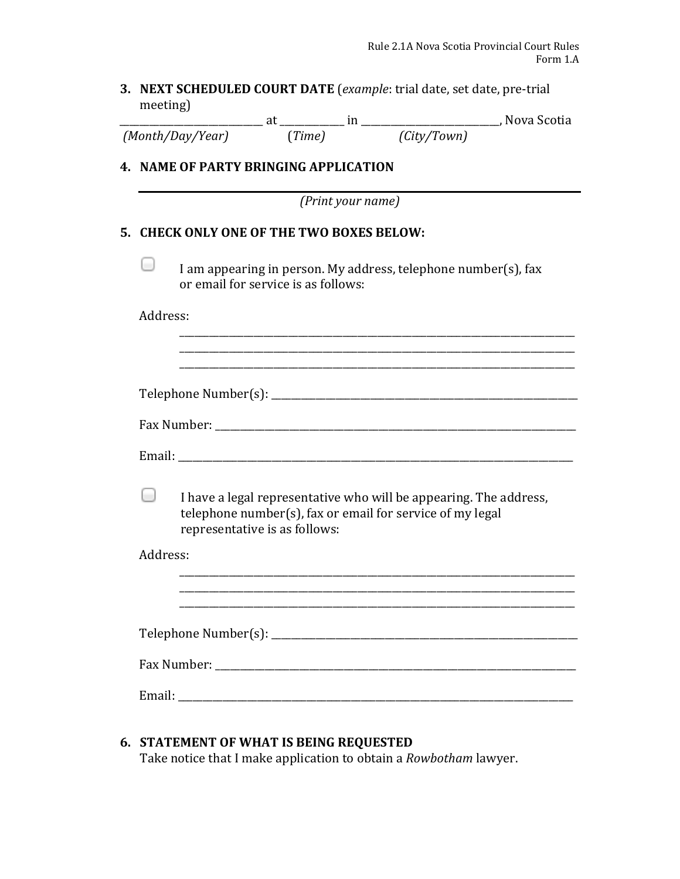**3. NEXT SCHEDULED COURT DATE** (*example*: trial date, set date, pre-trial meeting)

___________________________ at ____________ in ___________________________, Nova Scotia
*(Month/Day/Year)* (*Time*) *(City/Town)*

**4. NAME OF PARTY BRINGING APPLICATION**

______________________________________________________________
*(Print your name)*

**5. CHECK ONLY ONE OF THE TWO BOXES BELOW:**

☐ I am appearing in person. My address, telephone number(s), fax or email for service is as follows:

Address:
______________________________________________________________
______________________________________________________________
______________________________________________________________

Telephone Number(s): ______________________________________________

Fax Number: ______________________________________________

Email: ______________________________________________

☐ I have a legal representative who will be appearing. The address, telephone number(s), fax or email for service of my legal representative is as follows:

Address:
______________________________________________________________
______________________________________________________________
______________________________________________________________

Telephone Number(s): ______________________________________________

Fax Number: ______________________________________________

Email: ______________________________________________

**6. STATEMENT OF WHAT IS BEING REQUESTED**
Take notice that I make application to obtain a *Rowbotham* lawyer.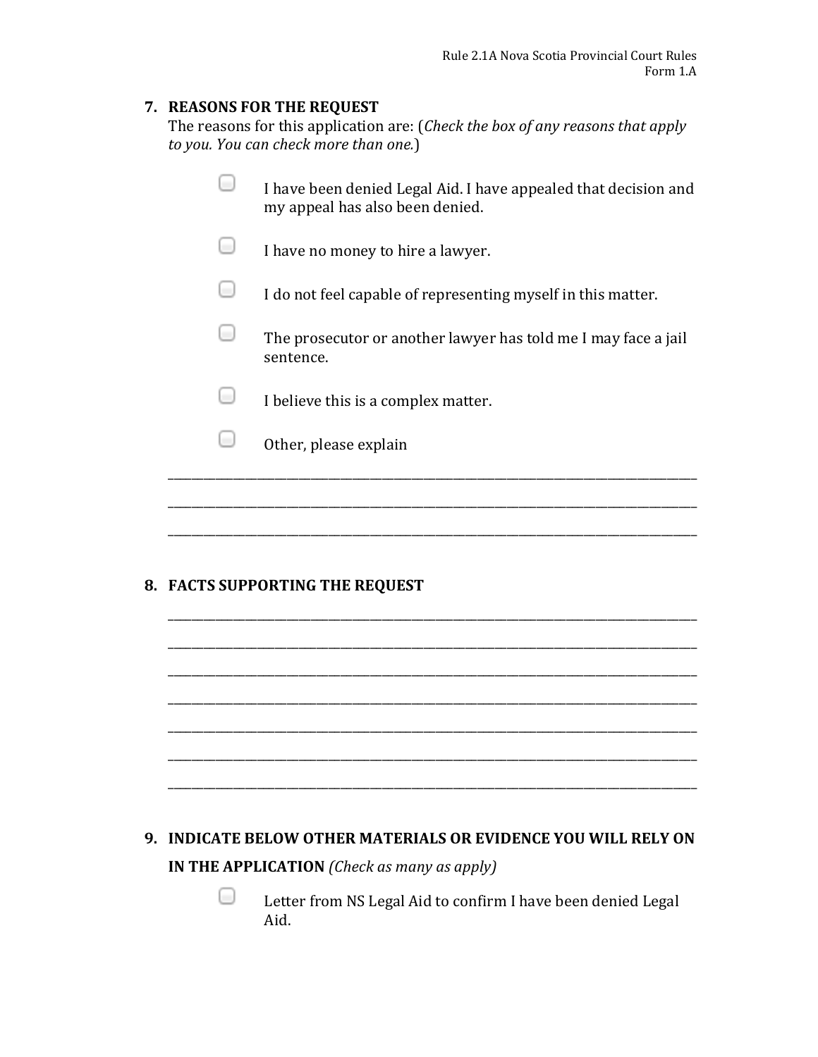## 7. REASONS FOR THE REQUEST

The reasons for this application are: (*Check the box of any reasons that apply to you. You can check more than one.*)

- ☐ I have been denied Legal Aid. I have appealed that decision and my appeal has also been denied.
- ☐ I have no money to hire a lawyer.
- ☐ I do not feel capable of representing myself in this matter.
- ☐ The prosecutor or another lawyer has told me I may face a jail sentence.
- ☐ I believe this is a complex matter.
- ☐ Other, please explain

_______________________________________________________________________________

_______________________________________________________________________________

_______________________________________________________________________________

## 8. FACTS SUPPORTING THE REQUEST

_______________________________________________________________________________

_______________________________________________________________________________

_______________________________________________________________________________

_______________________________________________________________________________

_______________________________________________________________________________

_______________________________________________________________________________

_______________________________________________________________________________

## 9. INDICATE BELOW OTHER MATERIALS OR EVIDENCE YOU WILL RELY ON IN THE APPLICATION *(Check as many as apply)*

- ☐ Letter from NS Legal Aid to confirm I have been denied Legal Aid.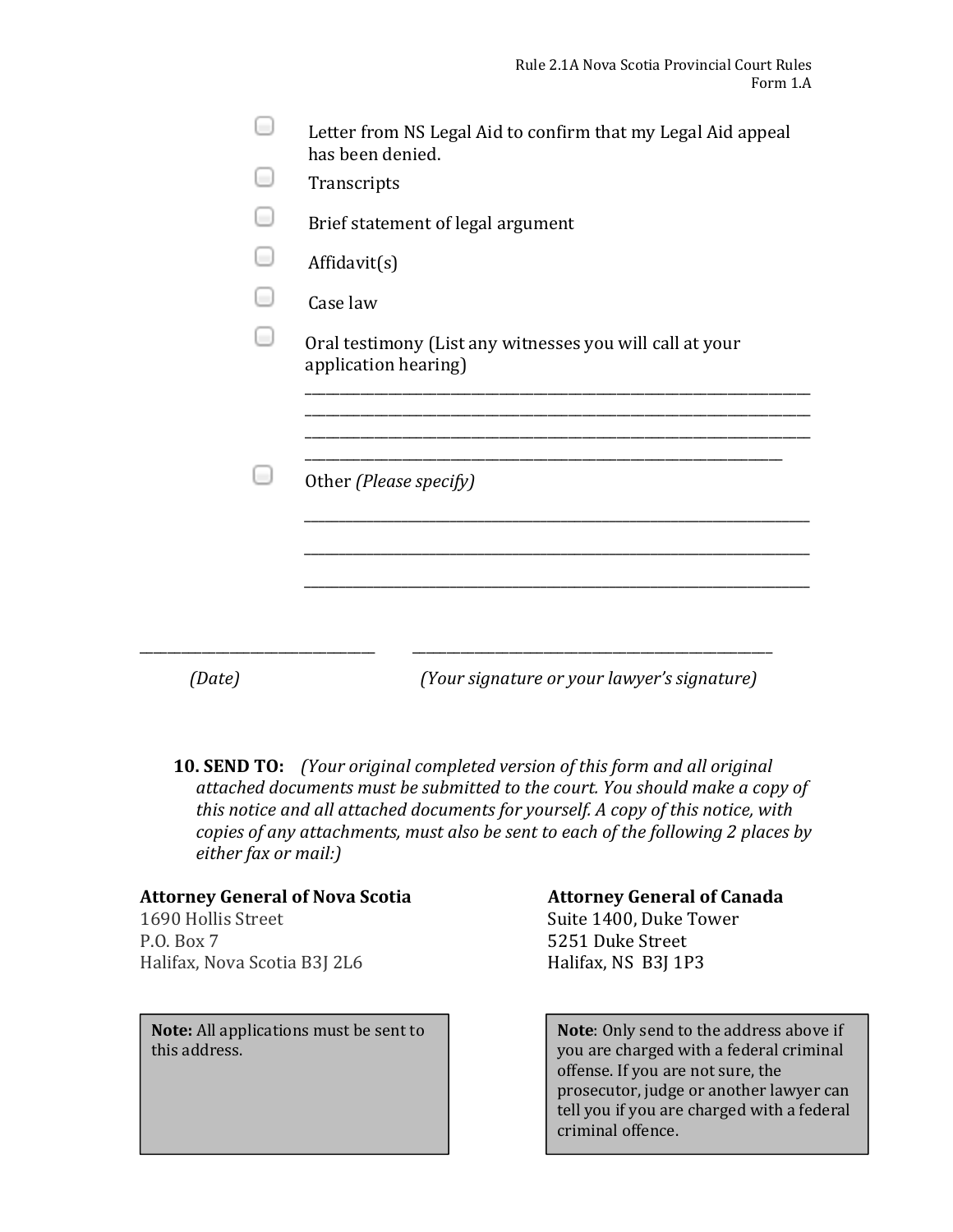- [ ] Letter from NS Legal Aid to confirm that my Legal Aid appeal has been denied.
- [ ] Transcripts
- [ ] Brief statement of legal argument
- [ ] Affidavit(s)
- [ ] Case law
- [ ] Oral testimony (List any witnesses you will call at your application hearing)

  ______________________________________________________________________
  ______________________________________________________________________
  ______________________________________________________________________
  ____________________________________________________________________

- [ ] Other *(Please specify)*

  ______________________________________________________________________

  ______________________________________________________________________

  ______________________________________________________________________

______________________________ ______________________________________________

*(Date)* *(Your signature or your lawyer's signature)*

**10. SEND TO:** *(Your original completed version of this form and all original attached documents must be submitted to the court. You should make a copy of this notice and all attached documents for yourself. A copy of this notice, with copies of any attachments, must also be sent to each of the following 2 places by either fax or mail:)*

**Attorney General of Nova Scotia**
1690 Hollis Street
P.O. Box 7
Halifax, Nova Scotia B3J 2L6

**Note:** All applications must be sent to this address.

**Attorney General of Canada**
Suite 1400, Duke Tower
5251 Duke Street
Halifax, NS B3J 1P3

**Note**: Only send to the address above if you are charged with a federal criminal offense. If you are not sure, the prosecutor, judge or another lawyer can tell you if you are charged with a federal criminal offence.